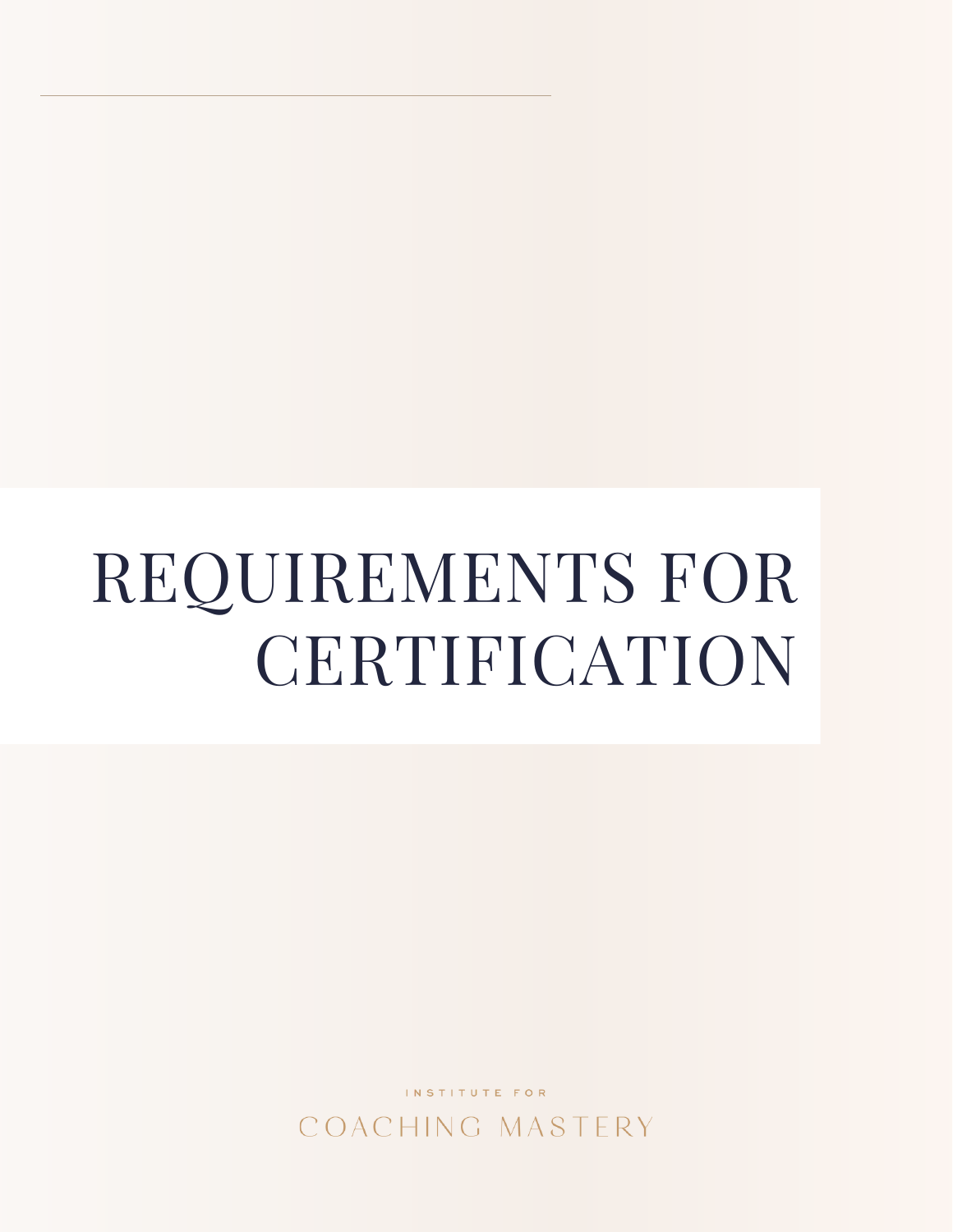# REQUIREMENTS FOR CERTIFICATION

INSTITUTE FOR

COACHING MASTERY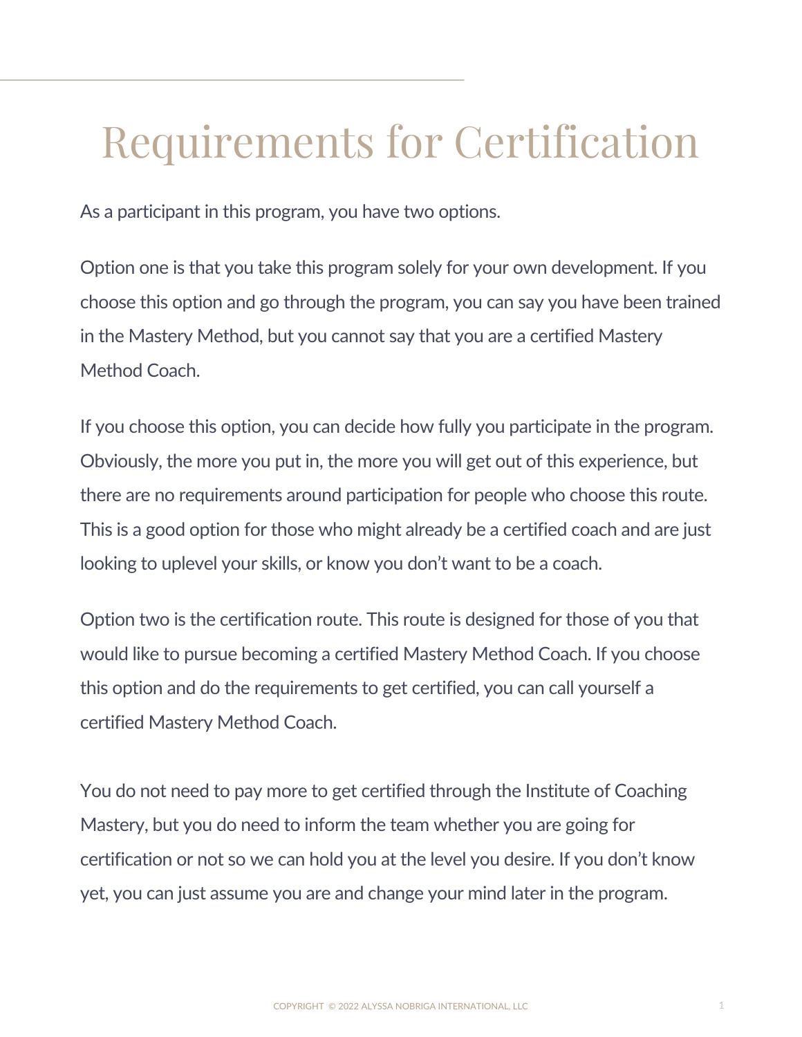# Requirements for Certification

As a participant in this program, you have two options.

Option one is that you take this program solely for your own development. If you choose this option and go through the program, you can say you have been trained in the Mastery Method, but you cannot say that you are a certified Mastery Method Coach.

If you choose this option, you can decide how fully you participate in the program. Obviously, the more you put in, the more you will get out of this experience, but there are no requirements around participation for people who choose this route. This is a good option for those who might already be a certified coach and are just looking to uplevel your skills, or know you don't want to be a coach.

Option two is the certification route. This route is designed for those of you that would like to pursue becoming a certified Mastery Method Coach. If you choose this option and do the requirements to get certified, you can call yourself a certified Mastery Method Coach.

You do not need to pay more to get certified through the Institute of Coaching Mastery, but you do need to inform the team whether you are going for certification or not so we can hold you at the level you desire. If you don't know yet, you can just assume you are and change your mind later in the program.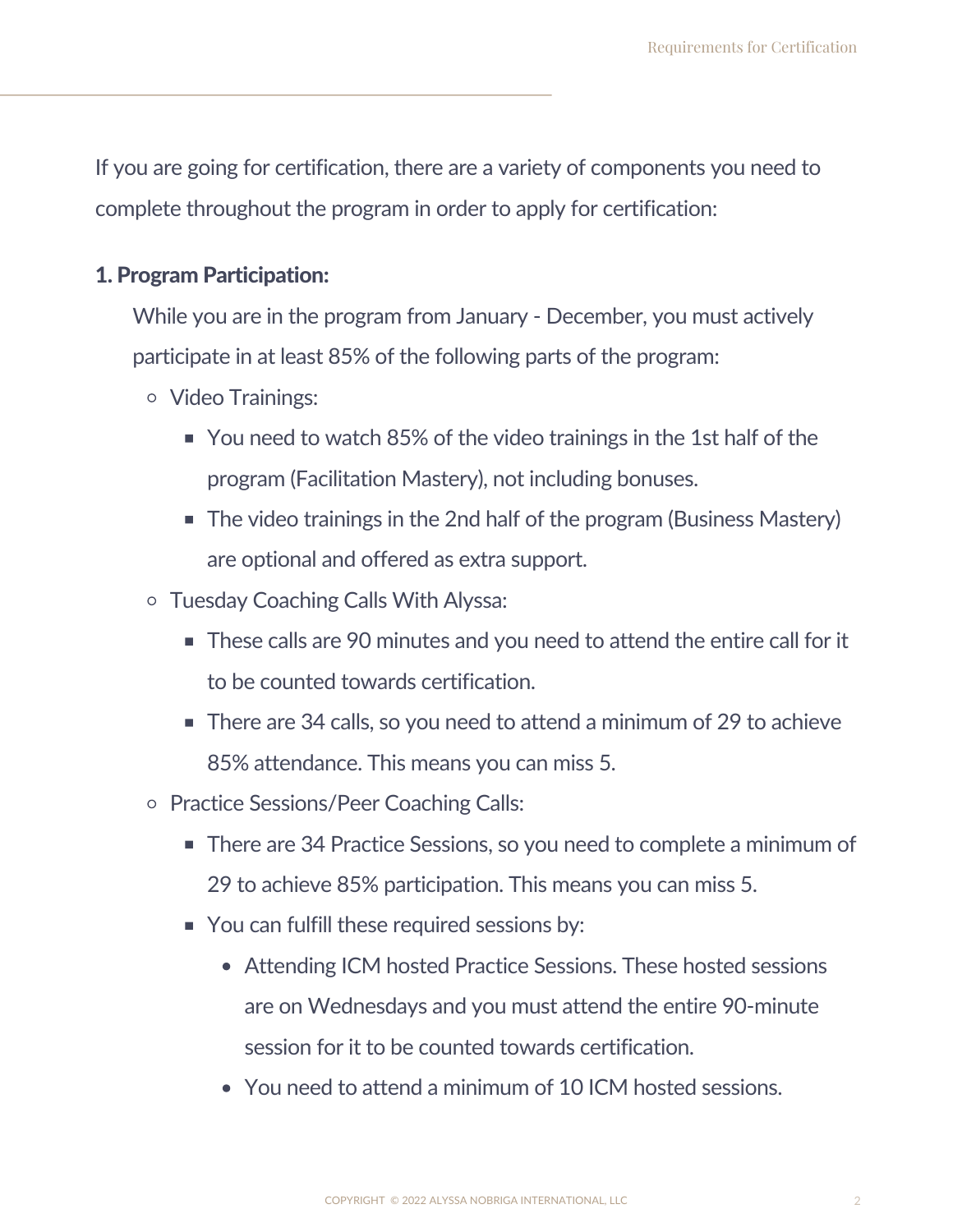If you are going for certification, there are a variety of components you need to complete throughout the program in order to apply for certification:

**1. Program Participation:**

While you are in the program from January - December, you must actively participate in at least 85% of the following parts of the program:

- Video Trainings:
  - You need to watch 85% of the video trainings in the 1st half of the program (Facilitation Mastery), not including bonuses.
  - The video trainings in the 2nd half of the program (Business Mastery) are optional and offered as extra support.
- Tuesday Coaching Calls With Alyssa:
  - These calls are 90 minutes and you need to attend the entire call for it to be counted towards certification.
  - There are 34 calls, so you need to attend a minimum of 29 to achieve 85% attendance. This means you can miss 5.
- Practice Sessions/Peer Coaching Calls:
  - There are 34 Practice Sessions, so you need to complete a minimum of 29 to achieve 85% participation. This means you can miss 5.
  - You can fulfill these required sessions by:
    - Attending ICM hosted Practice Sessions. These hosted sessions are on Wednesdays and you must attend the entire 90-minute session for it to be counted towards certification.
    - You need to attend a minimum of 10 ICM hosted sessions.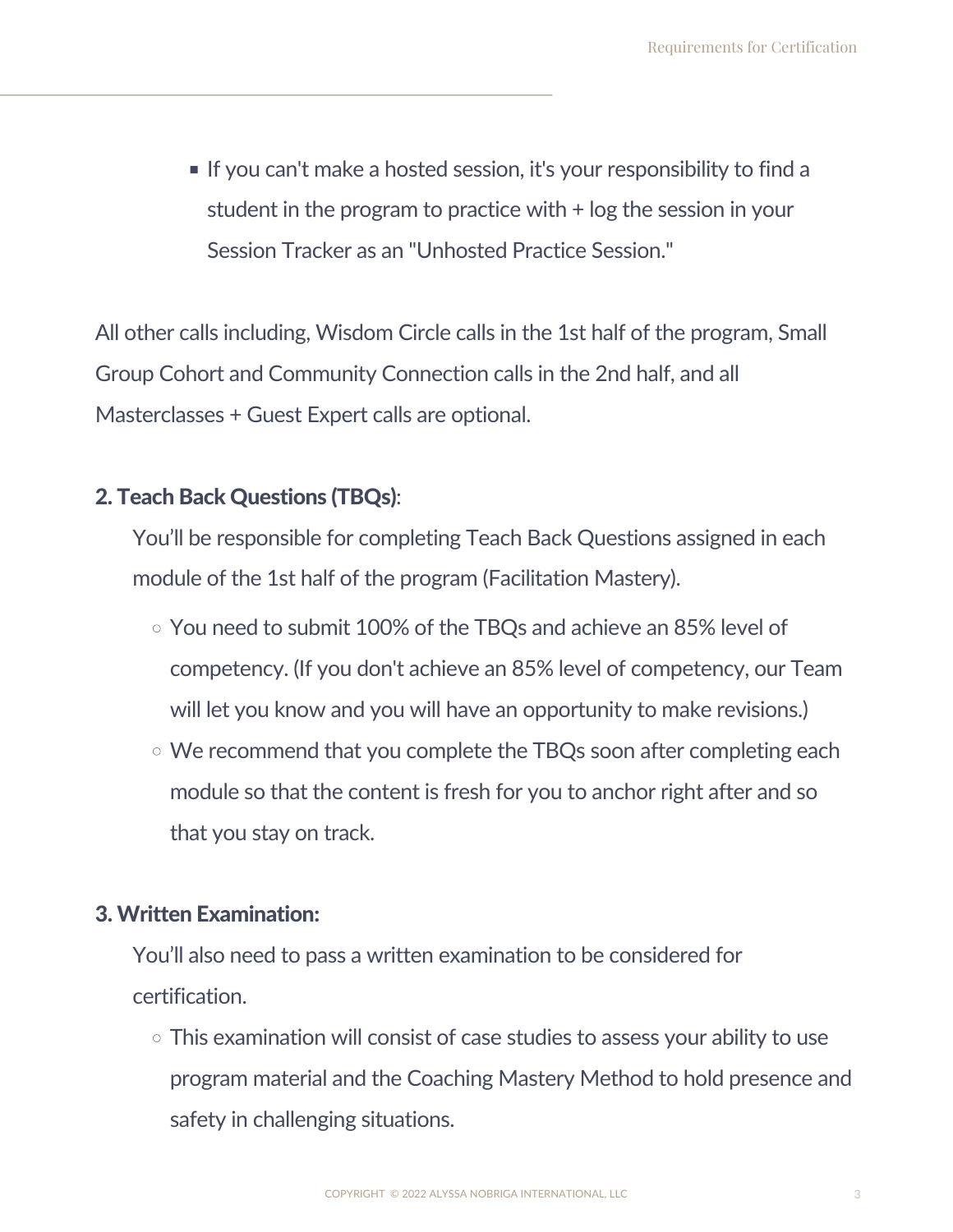- If you can't make a hosted session, it's your responsibility to find a student in the program to practice with + log the session in your Session Tracker as an "Unhosted Practice Session."

All other calls including, Wisdom Circle calls in the 1st half of the program, Small Group Cohort and Community Connection calls in the 2nd half, and all Masterclasses + Guest Expert calls are optional.

**2. Teach Back Questions (TBQs)**:

You'll be responsible for completing Teach Back Questions assigned in each module of the 1st half of the program (Facilitation Mastery).

- You need to submit 100% of the TBQs and achieve an 85% level of competency. (If you don't achieve an 85% level of competency, our Team will let you know and you will have an opportunity to make revisions.)
- We recommend that you complete the TBQs soon after completing each module so that the content is fresh for you to anchor right after and so that you stay on track.

**3. Written Examination:**

You'll also need to pass a written examination to be considered for certification.

- This examination will consist of case studies to assess your ability to use program material and the Coaching Mastery Method to hold presence and safety in challenging situations.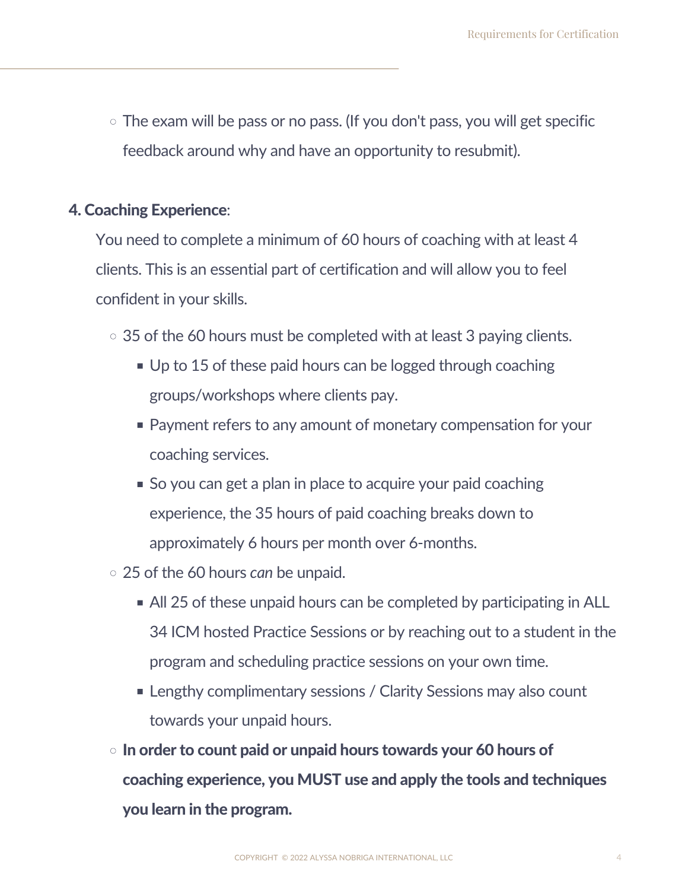- The exam will be pass or no pass. (If you don't pass, you will get specific feedback around why and have an opportunity to resubmit).

**4. Coaching Experience**:

You need to complete a minimum of 60 hours of coaching with at least 4 clients. This is an essential part of certification and will allow you to feel confident in your skills.

- 35 of the 60 hours must be completed with at least 3 paying clients.
  - Up to 15 of these paid hours can be logged through coaching groups/workshops where clients pay.
  - Payment refers to any amount of monetary compensation for your coaching services.
  - So you can get a plan in place to acquire your paid coaching experience, the 35 hours of paid coaching breaks down to approximately 6 hours per month over 6-months.
- 25 of the 60 hours *can* be unpaid.
  - All 25 of these unpaid hours can be completed by participating in ALL 34 ICM hosted Practice Sessions or by reaching out to a student in the program and scheduling practice sessions on your own time.
  - Lengthy complimentary sessions / Clarity Sessions may also count towards your unpaid hours.
- **In order to count paid or unpaid hours towards your 60 hours of coaching experience, you MUST use and apply the tools and techniques you learn in the program.**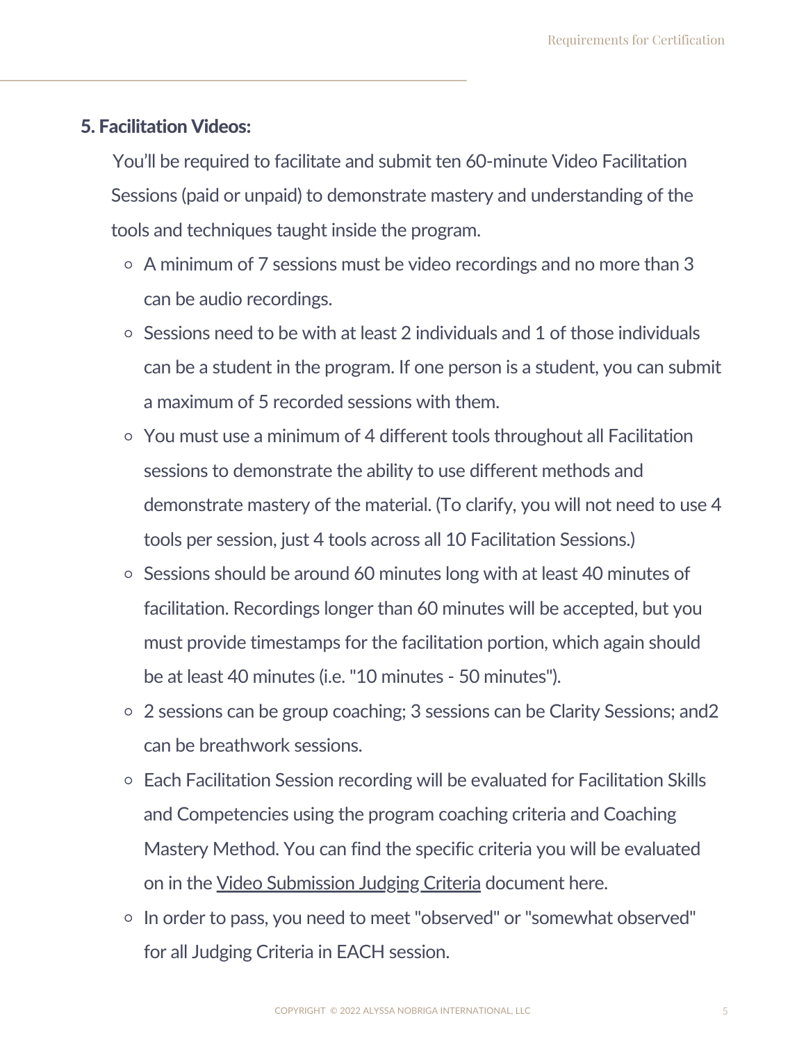### 5. Facilitation Videos:

You'll be required to facilitate and submit ten 60-minute Video Facilitation Sessions (paid or unpaid) to demonstrate mastery and understanding of the tools and techniques taught inside the program.

- A minimum of 7 sessions must be video recordings and no more than 3 can be audio recordings.
- Sessions need to be with at least 2 individuals and 1 of those individuals can be a student in the program. If one person is a student, you can submit a maximum of 5 recorded sessions with them.
- You must use a minimum of 4 different tools throughout all Facilitation sessions to demonstrate the ability to use different methods and demonstrate mastery of the material. (To clarify, you will not need to use 4 tools per session, just 4 tools across all 10 Facilitation Sessions.)
- Sessions should be around 60 minutes long with at least 40 minutes of facilitation. Recordings longer than 60 minutes will be accepted, but you must provide timestamps for the facilitation portion, which again should be at least 40 minutes (i.e. "10 minutes - 50 minutes").
- 2 sessions can be group coaching; 3 sessions can be Clarity Sessions; and2 can be breathwork sessions.
- Each Facilitation Session recording will be evaluated for Facilitation Skills and Competencies using the program coaching criteria and Coaching Mastery Method. You can find the specific criteria you will be evaluated on in the Video Submission Judging Criteria document here.
- In order to pass, you need to meet "observed" or "somewhat observed" for all Judging Criteria in EACH session.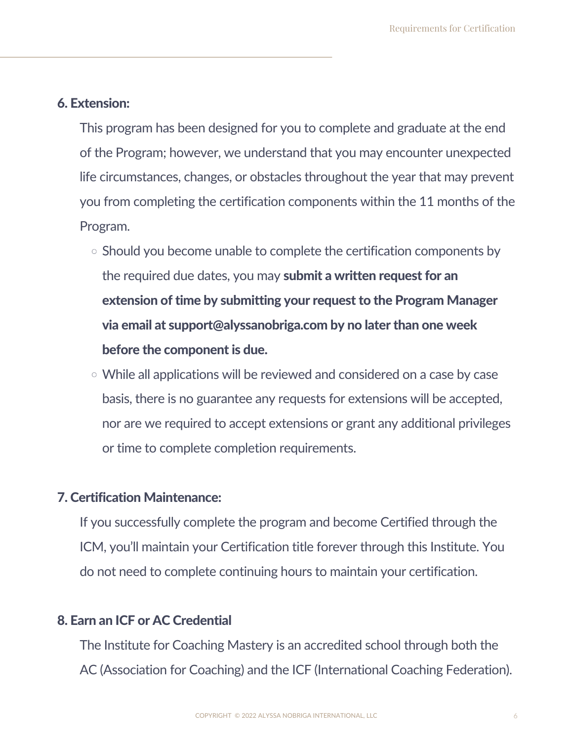**6. Extension:**

This program has been designed for you to complete and graduate at the end of the Program; however, we understand that you may encounter unexpected life circumstances, changes, or obstacles throughout the year that may prevent you from completing the certification components within the 11 months of the Program.

- Should you become unable to complete the certification components by the required due dates, you may **submit a written request for an extension of time by submitting your request to the Program Manager via email at support@alyssanobriga.com by no later than one week before the component is due.**
- While all applications will be reviewed and considered on a case by case basis, there is no guarantee any requests for extensions will be accepted, nor are we required to accept extensions or grant any additional privileges or time to complete completion requirements.

**7. Certification Maintenance:**

If you successfully complete the program and become Certified through the ICM, you'll maintain your Certification title forever through this Institute. You do not need to complete continuing hours to maintain your certification.

**8. Earn an ICF or AC Credential**

The Institute for Coaching Mastery is an accredited school through both the AC (Association for Coaching) and the ICF (International Coaching Federation).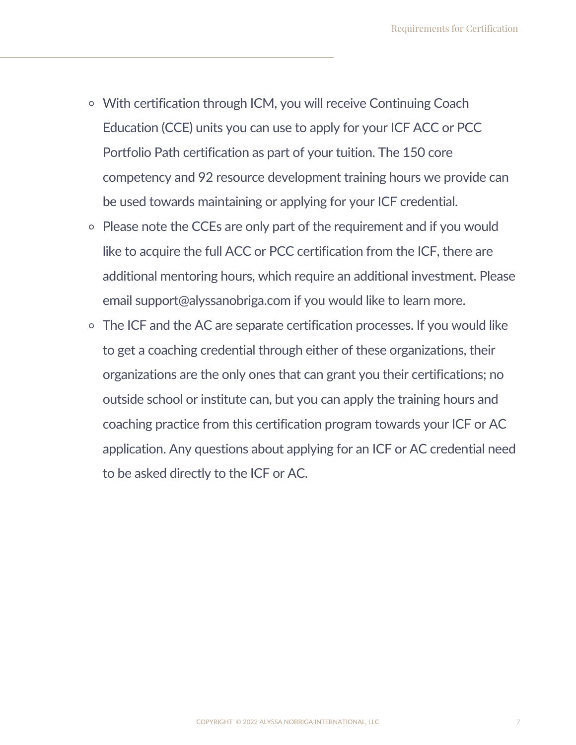- With certification through ICM, you will receive Continuing Coach Education (CCE) units you can use to apply for your ICF ACC or PCC Portfolio Path certification as part of your tuition. The 150 core competency and 92 resource development training hours we provide can be used towards maintaining or applying for your ICF credential.
- Please note the CCEs are only part of the requirement and if you would like to acquire the full ACC or PCC certification from the ICF, there are additional mentoring hours, which require an additional investment. Please email support@alyssanobriga.com if you would like to learn more.
- The ICF and the AC are separate certification processes. If you would like to get a coaching credential through either of these organizations, their organizations are the only ones that can grant you their certifications; no outside school or institute can, but you can apply the training hours and coaching practice from this certification program towards your ICF or AC application. Any questions about applying for an ICF or AC credential need to be asked directly to the ICF or AC.